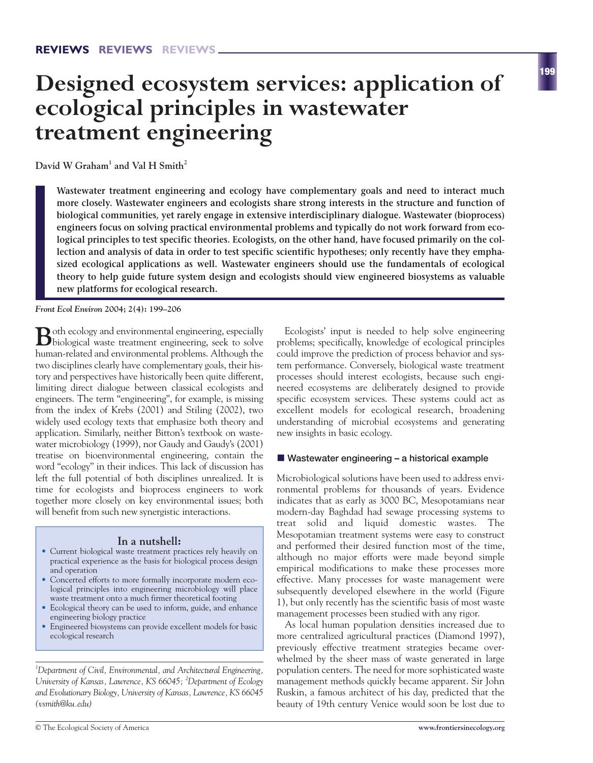# Designed ecosystem services: application of ecological principles in wastewater treatment engineering

**David W Graham[1] and Val H Smith[2]**

**Wastewater treatment engineering and ecology have complementary goals and need to interact much more closely. Wastewater engineers and ecologists share strong interests in the structure and function of biological communities, yet rarely engage in extensive interdisciplinary dialogue. Wastewater (bioprocess) engineers focus on solving practical environmental problems and typically do not work forward from ecological principles to test specific theories. Ecologists, on the other hand, have focused primarily on the collection and analysis of data in order to test specific scientific hypotheses; only recently have they emphasized ecological applications as well. Wastewater engineers should use the fundamentals of ecological theory to help guide future system design and ecologists should view engineered biosystems as valuable new platforms for ecological research.**

*Front Ecol Environ* **2004; 2(4): 199–206**

Both ecology and environmental engineering, especially biological waste treatment engineering, seek to solve human-related and environmental problems. Although the two disciplines clearly have complementary goals, their history and perspectives have historically been quite different, limiting direct dialogue between classical ecologists and engineers. The term "engineering", for example, is missing from the index of Krebs (2001) and Stiling (2002), two widely used ecology texts that emphasize both theory and application. Similarly, neither Bitton's textbook on wastewater microbiology (1999), nor Gaudy and Gaudy's (2001) treatise on bioenvironmental engineering, contain the word "ecology" in their indices. This lack of discussion has left the full potential of both disciplines unrealized. It is time for ecologists and bioprocess engineers to work together more closely on key environmental issues; both will benefit from such new synergistic interactions.

> **In a nutshell:**
> - Current biological waste treatment practices rely heavily on practical experience as the basis for biological process design and operation
> - Concerted efforts to more formally incorporate modern ecological principles into engineering microbiology will place waste treatment onto a much firmer theoretical footing
> - Ecological theory can be used to inform, guide, and enhance engineering biology practice
> - Engineered biosystems can provide excellent models for basic ecological research

[1]*Department of Civil, Environmental, and Architectural Engineering, University of Kansas, Lawrence, KS 66045;* [2]*Department of Ecology and Evolutionary Biology, University of Kansas, Lawrence, KS 66045 (vsmith@ku.edu)*

Ecologists' input is needed to help solve engineering problems; specifically, knowledge of ecological principles could improve the prediction of process behavior and system performance. Conversely, biological waste treatment processes should interest ecologists, because such engineered ecosystems are deliberately designed to provide specific ecosystem services. These systems could act as excellent models for ecological research, broadening understanding of microbial ecosystems and generating new insights in basic ecology.

## Wastewater engineering – a historical example

Microbiological solutions have been used to address environmental problems for thousands of years. Evidence indicates that as early as 3000 BC, Mesopotamians near modern-day Baghdad had sewage processing systems to treat solid and liquid domestic wastes. The Mesopotamian treatment systems were easy to construct and performed their desired function most of the time, although no major efforts were made beyond simple empirical modifications to make these processes more effective. Many processes for waste management were subsequently developed elsewhere in the world (Figure 1), but only recently has the scientific basis of most waste management processes been studied with any rigor.

As local human population densities increased due to more centralized agricultural practices (Diamond 1997), previously effective treatment strategies became overwhelmed by the sheer mass of waste generated in large population centers. The need for more sophisticated waste management methods quickly became apparent. Sir John Ruskin, a famous architect of his day, predicted that the beauty of 19th century Venice would soon be lost due to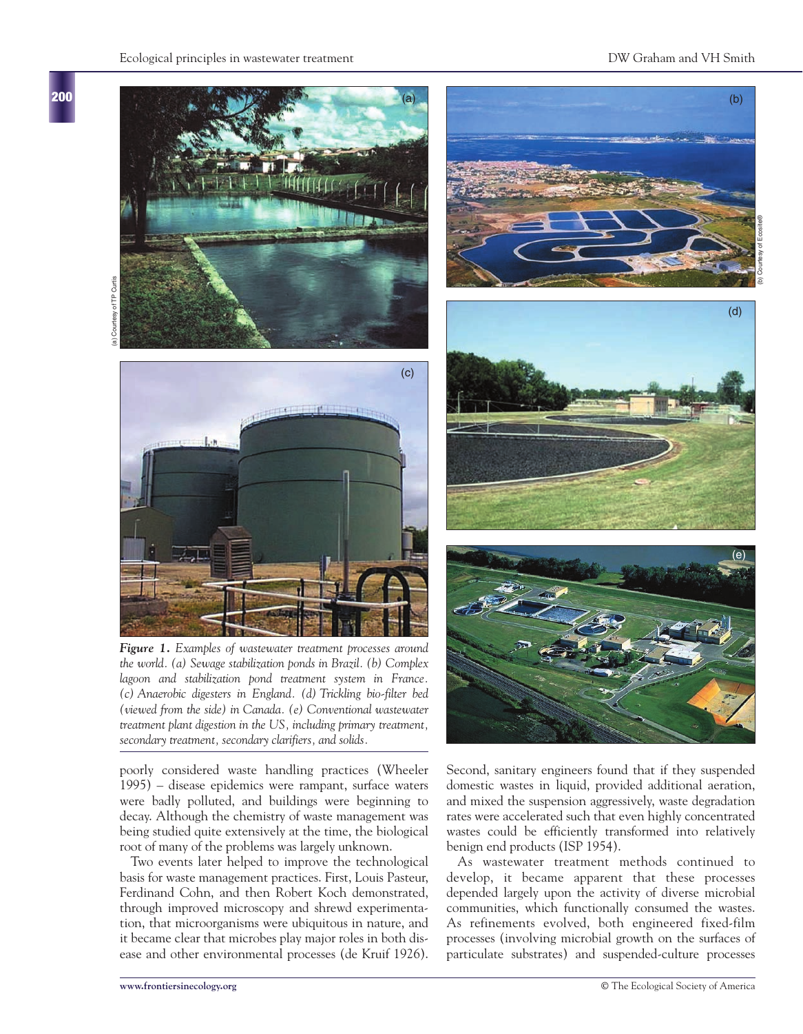*Figure 1. Examples of wastewater treatment processes around the world. (a) Sewage stabilization ponds in Brazil. (b) Complex lagoon and stabilization pond treatment system in France. (c) Anaerobic digesters in England. (d) Trickling bio-filter bed (viewed from the side) in Canada. (e) Conventional wastewater treatment plant digestion in the US, including primary treatment, secondary treatment, secondary clarifiers, and solids.*

poorly considered waste handling practices (Wheeler 1995) – disease epidemics were rampant, surface waters were badly polluted, and buildings were beginning to decay. Although the chemistry of waste management was being studied quite extensively at the time, the biological root of many of the problems was largely unknown.

Two events later helped to improve the technological basis for waste management practices. First, Louis Pasteur, Ferdinand Cohn, and then Robert Koch demonstrated, through improved microscopy and shrewd experimentation, that microorganisms were ubiquitous in nature, and it became clear that microbes play major roles in both disease and other environmental processes (de Kruif 1926). Second, sanitary engineers found that if they suspended domestic wastes in liquid, provided additional aeration, and mixed the suspension aggressively, waste degradation rates were accelerated such that even highly concentrated wastes could be efficiently transformed into relatively benign end products (ISP 1954).

As wastewater treatment methods continued to develop, it became apparent that these processes depended largely upon the activity of diverse microbial communities, which functionally consumed the wastes. As refinements evolved, both engineered fixed-film processes (involving microbial growth on the surfaces of particulate substrates) and suspended-culture processes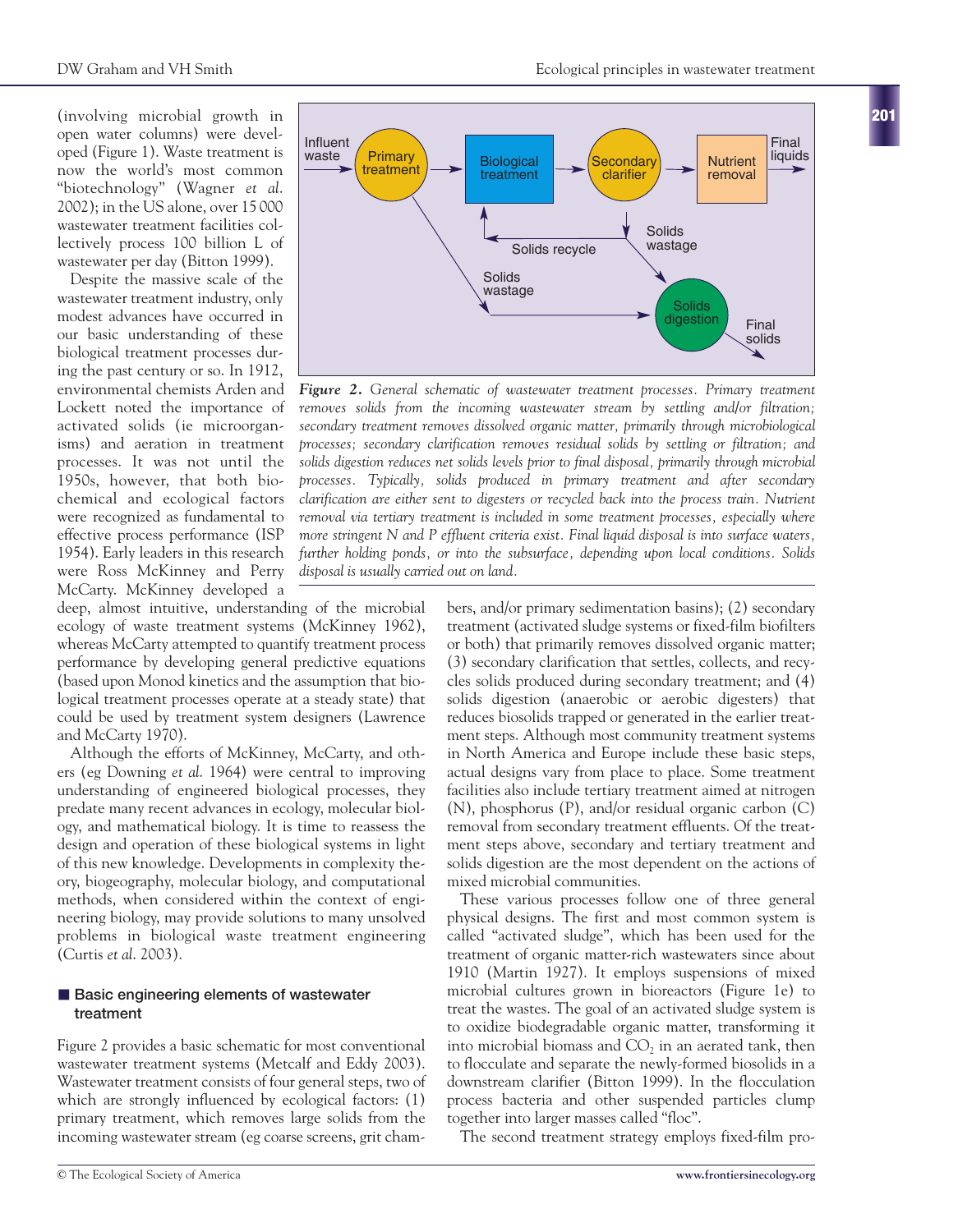(involving microbial growth in open water columns) were developed (Figure 1). Waste treatment is now the world's most common "biotechnology" (Wagner *et al*. 2002); in the US alone, over 15 000 wastewater treatment facilities collectively process 100 billion L of wastewater per day (Bitton 1999).

Despite the massive scale of the wastewater treatment industry, only modest advances have occurred in our basic understanding of these biological treatment processes during the past century or so. In 1912, environmental chemists Arden and Lockett noted the importance of activated solids (ie microorganisms) and aeration in treatment processes. It was not until the 1950s, however, that both biochemical and ecological factors were recognized as fundamental to effective process performance (ISP 1954). Early leaders in this research were Ross McKinney and Perry McCarty. McKinney developed a deep, almost intuitive, understanding of the microbial ecology of waste treatment systems (McKinney 1962), whereas McCarty attempted to quantify treatment process performance by developing general predictive equations (based upon Monod kinetics and the assumption that biological treatment processes operate at a steady state) that could be used by treatment system designers (Lawrence and McCarty 1970).

Although the efforts of McKinney, McCarty, and others (eg Downing *et al*. 1964) were central to improving understanding of engineered biological processes, they predate many recent advances in ecology, molecular biology, and mathematical biology. It is time to reassess the design and operation of these biological systems in light of this new knowledge. Developments in complexity theory, biogeography, molecular biology, and computational methods, when considered within the context of engineering biology, may provide solutions to many unsolved problems in biological waste treatment engineering (Curtis *et al*. 2003).

***Figure 2.*** *General schematic of wastewater treatment processes. Primary treatment removes solids from the incoming wastewater stream by settling and/or filtration; secondary treatment removes dissolved organic matter, primarily through microbiological processes; secondary clarification removes residual solids by settling or filtration; and solids digestion reduces net solids levels prior to final disposal, primarily through microbial processes. Typically, solids produced in primary treatment and after secondary clarification are either sent to digesters or recycled back into the process train. Nutrient removal via tertiary treatment is included in some treatment processes, especially where more stringent N and P effluent criteria exist. Final liquid disposal is into surface waters, further holding ponds, or into the subsurface, depending upon local conditions. Solids disposal is usually carried out on land.*

## ■ Basic engineering elements of wastewater treatment

Figure 2 provides a basic schematic for most conventional wastewater treatment systems (Metcalf and Eddy 2003). Wastewater treatment consists of four general steps, two of which are strongly influenced by ecological factors: (1) primary treatment, which removes large solids from the incoming wastewater stream (eg coarse screens, grit chambers, and/or primary sedimentation basins); (2) secondary treatment (activated sludge systems or fixed-film biofilters or both) that primarily removes dissolved organic matter; (3) secondary clarification that settles, collects, and recycles solids produced during secondary treatment; and (4) solids digestion (anaerobic or aerobic digesters) that reduces biosolids trapped or generated in the earlier treatment steps. Although most community treatment systems in North America and Europe include these basic steps, actual designs vary from place to place. Some treatment facilities also include tertiary treatment aimed at nitrogen (N), phosphorus (P), and/or residual organic carbon (C) removal from secondary treatment effluents. Of the treatment steps above, secondary and tertiary treatment and solids digestion are the most dependent on the actions of mixed microbial communities.

These various processes follow one of three general physical designs. The first and most common system is called "activated sludge", which has been used for the treatment of organic matter-rich wastewaters since about 1910 (Martin 1927). It employs suspensions of mixed microbial cultures grown in bioreactors (Figure 1e) to treat the wastes. The goal of an activated sludge system is to oxidize biodegradable organic matter, transforming it into microbial biomass and $CO_2$ in an aerated tank, then to flocculate and separate the newly-formed biosolids in a downstream clarifier (Bitton 1999). In the flocculation process bacteria and other suspended particles clump together into larger masses called "floc".

The second treatment strategy employs fixed-film pro-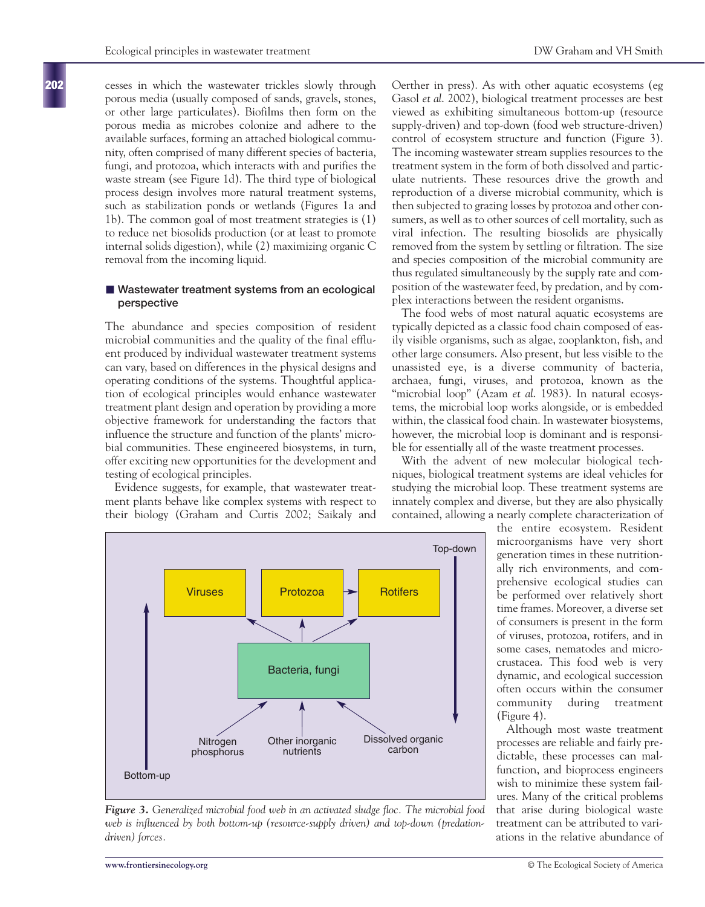cesses in which the wastewater trickles slowly through porous media (usually composed of sands, gravels, stones, or other large particulates). Biofilms then form on the porous media as microbes colonize and adhere to the available surfaces, forming an attached biological community, often comprised of many different species of bacteria, fungi, and protozoa, which interacts with and purifies the waste stream (see Figure 1d). The third type of biological process design involves more natural treatment systems, such as stabilization ponds or wetlands (Figures 1a and 1b). The common goal of most treatment strategies is (1) to reduce net biosolids production (or at least to promote internal solids digestion), while (2) maximizing organic C removal from the incoming liquid.

## Wastewater treatment systems from an ecological perspective

The abundance and species composition of resident microbial communities and the quality of the final effluent produced by individual wastewater treatment systems can vary, based on differences in the physical designs and operating conditions of the systems. Thoughtful application of ecological principles would enhance wastewater treatment plant design and operation by providing a more objective framework for understanding the factors that influence the structure and function of the plants' microbial communities. These engineered biosystems, in turn, offer exciting new opportunities for the development and testing of ecological principles.

Evidence suggests, for example, that wastewater treatment plants behave like complex systems with respect to their biology (Graham and Curtis 2002; Saikaly and Oerther in press). As with other aquatic ecosystems (eg Gasol *et al.* 2002), biological treatment processes are best viewed as exhibiting simultaneous bottom-up (resource supply-driven) and top-down (food web structure-driven) control of ecosystem structure and function (Figure 3). The incoming wastewater stream supplies resources to the treatment system in the form of both dissolved and particulate nutrients. These resources drive the growth and reproduction of a diverse microbial community, which is then subjected to grazing losses by protozoa and other consumers, as well as to other sources of cell mortality, such as viral infection. The resulting biosolids are physically removed from the system by settling or filtration. The size and species composition of the microbial community are thus regulated simultaneously by the supply rate and composition of the wastewater feed, by predation, and by complex interactions between the resident organisms.

The food webs of most natural aquatic ecosystems are typically depicted as a classic food chain composed of easily visible organisms, such as algae, zooplankton, fish, and other large consumers. Also present, but less visible to the unassisted eye, is a diverse community of bacteria, archaea, fungi, viruses, and protozoa, known as the "microbial loop" (Azam *et al.* 1983). In natural ecosystems, the microbial loop works alongside, or is embedded within, the classical food chain. In wastewater biosystems, however, the microbial loop is dominant and is responsible for essentially all of the waste treatment processes.

With the advent of new molecular biological techniques, biological treatment systems are ideal vehicles for studying the microbial loop. These treatment systems are innately complex and diverse, but they are also physically contained, allowing a nearly complete characterization of the entire ecosystem. Resident microorganisms have very short generation times in these nutritionally rich environments, and comprehensive ecological studies can be performed over relatively short time frames. Moreover, a diverse set of consumers is present in the form of viruses, protozoa, rotifers, and in some cases, nematodes and microcrustacea. This food web is very dynamic, and ecological succession often occurs within the consumer community during treatment (Figure 4).

Although most waste treatment processes are reliable and fairly predictable, these processes can malfunction, and bioprocess engineers wish to minimize these system failures. Many of the critical problems that arise during biological waste treatment can be attributed to variations in the relative abundance of

*Figure 3. Generalized microbial food web in an activated sludge floc. The microbial food web is influenced by both bottom-up (resource-supply driven) and top-down (predation-driven) forces.*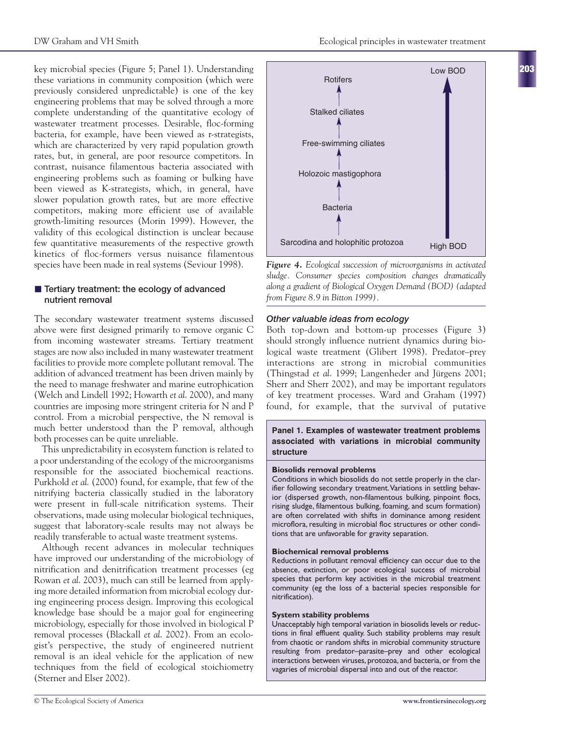key microbial species (Figure 5; Panel 1). Understanding these variations in community composition (which were previously considered unpredictable) is one of the key engineering problems that may be solved through a more complete understanding of the quantitative ecology of wastewater treatment processes. Desirable, floc-forming bacteria, for example, have been viewed as r-strategists, which are characterized by very rapid population growth rates, but, in general, are poor resource competitors. In contrast, nuisance filamentous bacteria associated with engineering problems such as foaming or bulking have been viewed as K-strategists, which, in general, have slower population growth rates, but are more effective competitors, making more efficient use of available growth-limiting resources (Morin 1999). However, the validity of this ecological distinction is unclear because few quantitative measurements of the respective growth kinetics of floc-formers versus nuisance filamentous species have been made in real systems (Seviour 1998).

## Tertiary treatment: the ecology of advanced nutrient removal

The secondary wastewater treatment systems discussed above were first designed primarily to remove organic C from incoming wastewater streams. Tertiary treatment stages are now also included in many wastewater treatment facilities to provide more complete pollutant removal. The addition of advanced treatment has been driven mainly by the need to manage freshwater and marine eutrophication (Welch and Lindell 1992; Howarth *et al.* 2000), and many countries are imposing more stringent criteria for N and P control. From a microbial perspective, the N removal is much better understood than the P removal, although both processes can be quite unreliable.

This unpredictability in ecosystem function is related to a poor understanding of the ecology of the microorganisms responsible for the associated biochemical reactions. Purkhold *et al.* (2000) found, for example, that few of the nitrifying bacteria classically studied in the laboratory were present in full-scale nitrification systems. Their observations, made using molecular biological techniques, suggest that laboratory-scale results may not always be readily transferable to actual waste treatment systems.

Although recent advances in molecular techniques have improved our understanding of the microbiology of nitrification and denitrification treatment processes (eg Rowan *et al.* 2003), much can still be learned from applying more detailed information from microbial ecology during engineering process design. Improving this ecological knowledge base should be a major goal for engineering microbiology, especially for those involved in biological P removal processes (Blackall *et al.* 2002). From an ecologist's perspective, the study of engineered nutrient removal is an ideal vehicle for the application of new techniques from the field of ecological stoichiometry (Sterner and Elser 2002).

Rotifers
↑
Stalked ciliates
↑
Free-swimming ciliates
↑
Holozoic mastigophora
↑
Bacteria
↑
Sarcodina and holophitic protozoa

High BOD → Low BOD

*Figure 4. Ecological succession of microorganisms in activated sludge. Consumer species composition changes dramatically along a gradient of Biological Oxygen Demand (BOD) (adapted from Figure 8.9 in Bitton 1999).*

### *Other valuable ideas from ecology*

Both top-down and bottom-up processes (Figure 3) should strongly influence nutrient dynamics during biological waste treatment (Glibert 1998). Predator–prey interactions are strong in microbial communities (Thingstad *et al.* 1999; Langenheder and Jürgens 2001; Sherr and Sherr 2002), and may be important regulators of key treatment processes. Ward and Graham (1997) found, for example, that the survival of putative

**Panel 1. Examples of wastewater treatment problems associated with variations in microbial community structure**

**Biosolids removal problems**
Conditions in which biosolids do not settle properly in the clarifier following secondary treatment. Variations in settling behavior (dispersed growth, non-filamentous bulking, pinpoint flocs, rising sludge, filamentous bulking, foaming, and scum formation) are often correlated with shifts in dominance among resident microflora, resulting in microbial floc structures or other conditions that are unfavorable for gravity separation.

**Biochemical removal problems**
Reductions in pollutant removal efficiency can occur due to the absence, extinction, or poor ecological success of microbial species that perform key activities in the microbial treatment community (eg the loss of a bacterial species responsible for nitrification).

**System stability problems**
Unacceptably high temporal variation in biosolids levels or reductions in final effluent quality. Such stability problems may result from chaotic or random shifts in microbial community structure resulting from predator–parasite–prey and other ecological interactions between viruses, protozoa, and bacteria, or from the vagaries of microbial dispersal into and out of the reactor.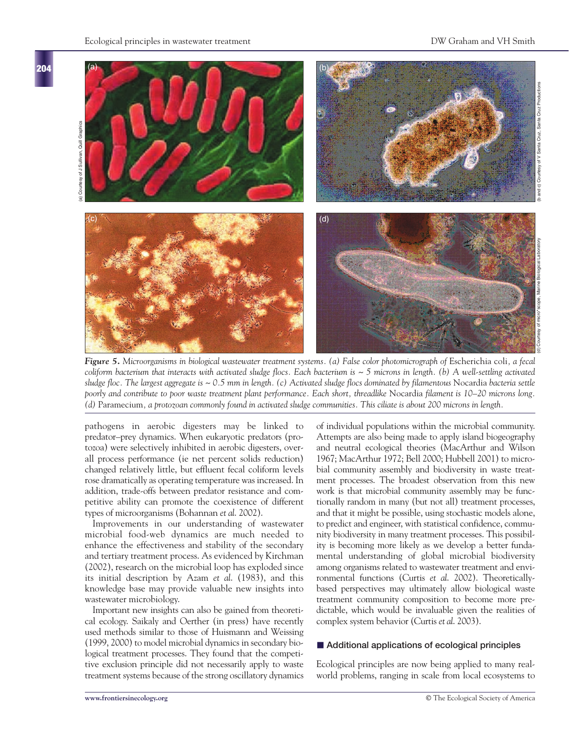*Figure 5. Microorganisms in biological wastewater treatment systems. (a) False color photomicrograph of* Escherichia coli*, a fecal coliform bacterium that interacts with activated sludge flocs. Each bacterium is ~ 5 microns in length. (b) A well-settling activated sludge floc. The largest aggregate is ~ 0.5 mm in length. (c) Activated sludge flocs dominated by filamentous* Nocardia *bacteria settle poorly and contribute to poor waste treatment plant performance. Each short, threadlike* Nocardia *filament is 10–20 microns long. (d)* Paramecium*, a protozoan commonly found in activated sludge communities. This ciliate is about 200 microns in length.*

pathogens in aerobic digesters may be linked to predator–prey dynamics. When eukaryotic predators (protozoa) were selectively inhibited in aerobic digesters, overall process performance (ie net percent solids reduction) changed relatively little, but effluent fecal coliform levels rose dramatically as operating temperature was increased. In addition, trade-offs between predator resistance and competitive ability can promote the coexistence of different types of microorganisms (Bohannan *et al.* 2002).

Improvements in our understanding of wastewater microbial food-web dynamics are much needed to enhance the effectiveness and stability of the secondary and tertiary treatment process. As evidenced by Kirchman (2002), research on the microbial loop has exploded since its initial description by Azam *et al.* (1983), and this knowledge base may provide valuable new insights into wastewater microbiology.

Important new insights can also be gained from theoretical ecology. Saikaly and Oerther (in press) have recently used methods similar to those of Huismann and Weissing (1999, 2000) to model microbial dynamics in secondary biological treatment processes. They found that the competitive exclusion principle did not necessarily apply to waste treatment systems because of the strong oscillatory dynamics of individual populations within the microbial community. Attempts are also being made to apply island biogeography and neutral ecological theories (MacArthur and Wilson 1967; MacArthur 1972; Bell 2000; Hubbell 2001) to microbial community assembly and biodiversity in waste treatment processes. The broadest observation from this new work is that microbial community assembly may be functionally random in many (but not all) treatment processes, and that it might be possible, using stochastic models alone, to predict and engineer, with statistical confidence, community biodiversity in many treatment processes. This possibility is becoming more likely as we develop a better fundamental understanding of global microbial biodiversity among organisms related to wastewater treatment and environmental functions (Curtis *et al.* 2002). Theoretically-based perspectives may ultimately allow biological waste treatment community composition to become more predictable, which would be invaluable given the realities of complex system behavior (Curtis *et al.* 2003).

## Additional applications of ecological principles

Ecological principles are now being applied to many real-world problems, ranging in scale from local ecosystems to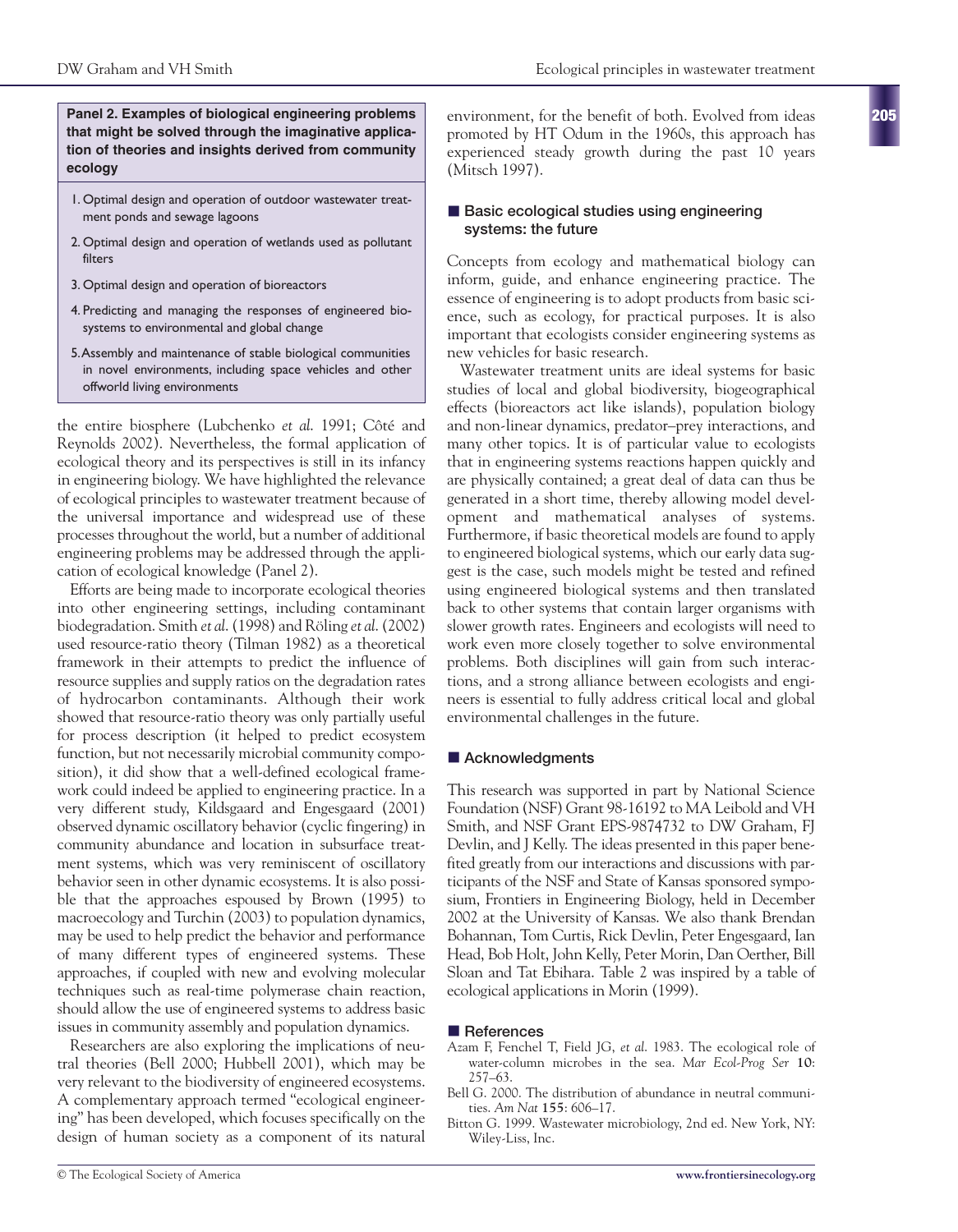**Panel 2. Examples of biological engineering problems that might be solved through the imaginative application of theories and insights derived from community ecology**

1. Optimal design and operation of outdoor wastewater treatment ponds and sewage lagoons
2. Optimal design and operation of wetlands used as pollutant filters
3. Optimal design and operation of bioreactors
4. Predicting and managing the responses of engineered biosystems to environmental and global change
5. Assembly and maintenance of stable biological communities in novel environments, including space vehicles and other offworld living environments

the entire biosphere (Lubchenko *et al.* 1991; Côté and Reynolds 2002). Nevertheless, the formal application of ecological theory and its perspectives is still in its infancy in engineering biology. We have highlighted the relevance of ecological principles to wastewater treatment because of the universal importance and widespread use of these processes throughout the world, but a number of additional engineering problems may be addressed through the application of ecological knowledge (Panel 2).

Efforts are being made to incorporate ecological theories into other engineering settings, including contaminant biodegradation. Smith *et al.* (1998) and Röling *et al.* (2002) used resource-ratio theory (Tilman 1982) as a theoretical framework in their attempts to predict the influence of resource supplies and supply ratios on the degradation rates of hydrocarbon contaminants. Although their work showed that resource-ratio theory was only partially useful for process description (it helped to predict ecosystem function, but not necessarily microbial community composition), it did show that a well-defined ecological framework could indeed be applied to engineering practice. In a very different study, Kildsgaard and Engesgaard (2001) observed dynamic oscillatory behavior (cyclic fingering) in community abundance and location in subsurface treatment systems, which was very reminiscent of oscillatory behavior seen in other dynamic ecosystems. It is also possible that the approaches espoused by Brown (1995) to macroecology and Turchin (2003) to population dynamics, may be used to help predict the behavior and performance of many different types of engineered systems. These approaches, if coupled with new and evolving molecular techniques such as real-time polymerase chain reaction, should allow the use of engineered systems to address basic issues in community assembly and population dynamics.

Researchers are also exploring the implications of neutral theories (Bell 2000; Hubbell 2001), which may be very relevant to the biodiversity of engineered ecosystems. A complementary approach termed "ecological engineering" has been developed, which focuses specifically on the design of human society as a component of its natural environment, for the benefit of both. Evolved from ideas promoted by HT Odum in the 1960s, this approach has experienced steady growth during the past 10 years (Mitsch 1997).

## Basic ecological studies using engineering systems: the future

Concepts from ecology and mathematical biology can inform, guide, and enhance engineering practice. The essence of engineering is to adopt products from basic science, such as ecology, for practical purposes. It is also important that ecologists consider engineering systems as new vehicles for basic research.

Wastewater treatment units are ideal systems for basic studies of local and global biodiversity, biogeographical effects (bioreactors act like islands), population biology and non-linear dynamics, predator–prey interactions, and many other topics. It is of particular value to ecologists that in engineering systems reactions happen quickly and are physically contained; a great deal of data can thus be generated in a short time, thereby allowing model development and mathematical analyses of systems. Furthermore, if basic theoretical models are found to apply to engineered biological systems, which our early data suggest is the case, such models might be tested and refined using engineered biological systems and then translated back to other systems that contain larger organisms with slower growth rates. Engineers and ecologists will need to work even more closely together to solve environmental problems. Both disciplines will gain from such interactions, and a strong alliance between ecologists and engineers is essential to fully address critical local and global environmental challenges in the future.

## Acknowledgments

This research was supported in part by National Science Foundation (NSF) Grant 98-16192 to MA Leibold and VH Smith, and NSF Grant EPS-9874732 to DW Graham, FJ Devlin, and J Kelly. The ideas presented in this paper benefited greatly from our interactions and discussions with participants of the NSF and State of Kansas sponsored symposium, Frontiers in Engineering Biology, held in December 2002 at the University of Kansas. We also thank Brendan Bohannan, Tom Curtis, Rick Devlin, Peter Engesgaard, Ian Head, Bob Holt, John Kelly, Peter Morin, Dan Oerther, Bill Sloan and Tat Ebihara. Table 2 was inspired by a table of ecological applications in Morin (1999).

## References

Azam F, Fenchel T, Field JG, *et al.* 1983. The ecological role of water-column microbes in the sea. *Mar Ecol-Prog Ser* **10**: 257–63.

Bell G. 2000. The distribution of abundance in neutral communities. *Am Nat* **155**: 606–17.

Bitton G. 1999. Wastewater microbiology, 2nd ed. New York, NY: Wiley-Liss, Inc.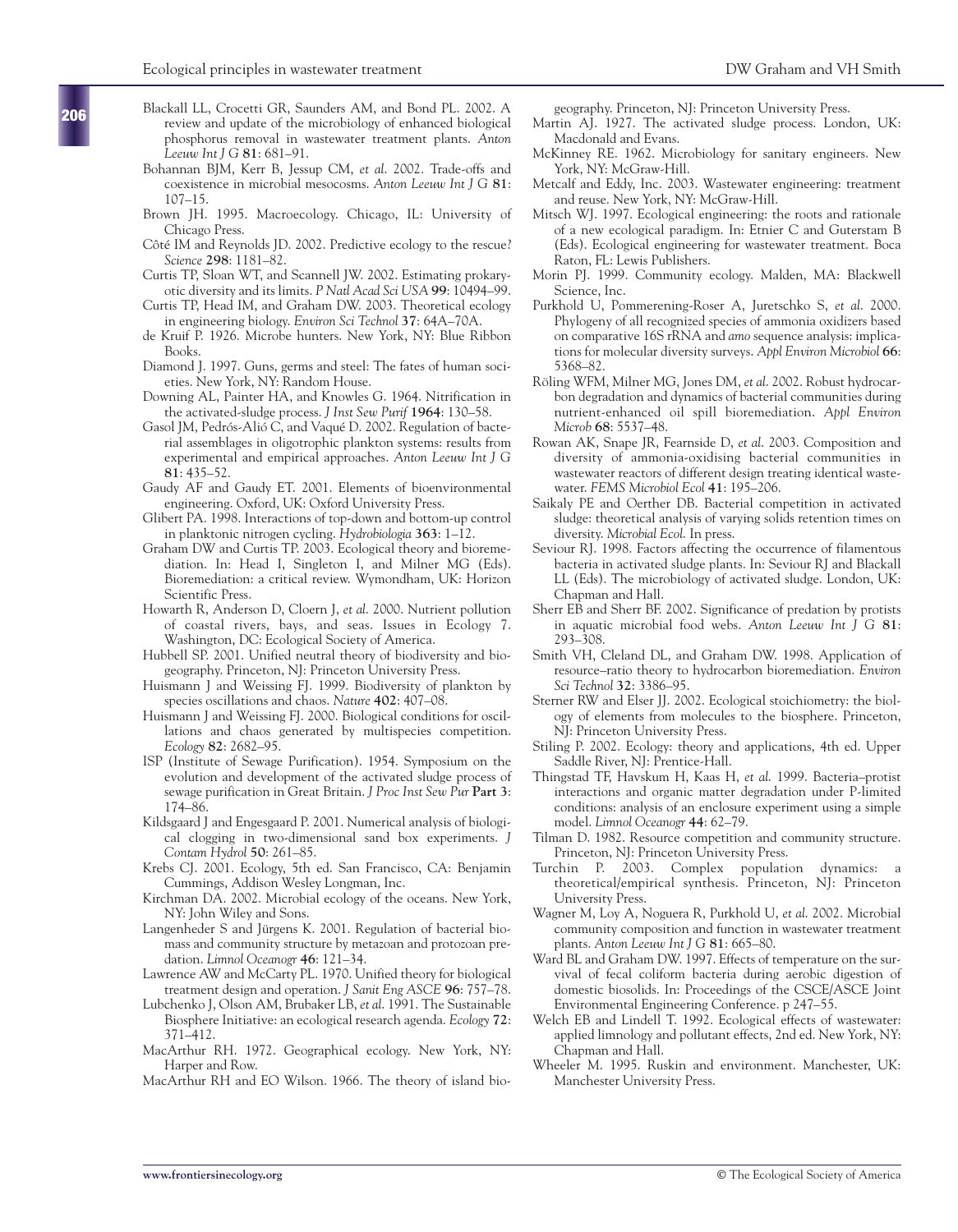Blackall LL, Crocetti GR, Saunders AM, and Bond PL. 2002. A review and update of the microbiology of enhanced biological phosphorus removal in wastewater treatment plants. *Anton Leeuw Int J G* **81**: 681–91.

Bohannan BJM, Kerr B, Jessup CM, *et al.* 2002. Trade-offs and coexistence in microbial mesocosms. *Anton Leeuw Int J G* **81**: 107–15.

Brown JH. 1995. Macroecology. Chicago, IL: University of Chicago Press.

Côté IM and Reynolds JD. 2002. Predictive ecology to the rescue? *Science* **298**: 1181–82.

Curtis TP, Sloan WT, and Scannell JW. 2002. Estimating prokaryotic diversity and its limits. *P Natl Acad Sci USA* **99**: 10494–99.

Curtis TP, Head IM, and Graham DW. 2003. Theoretical ecology in engineering biology. *Environ Sci Technol* **37**: 64A–70A.

de Kruif P. 1926. Microbe hunters. New York, NY: Blue Ribbon Books.

Diamond J. 1997. Guns, germs and steel: The fates of human societies. New York, NY: Random House.

Downing AL, Painter HA, and Knowles G. 1964. Nitrification in the activated-sludge process. *J Inst Sew Purif* **1964**: 130–58.

Gasol JM, Pedrós-Alió C, and Vaqué D. 2002. Regulation of bacterial assemblages in oligotrophic plankton systems: results from experimental and empirical approaches. *Anton Leeuw Int J G* **81**: 435–52.

Gaudy AF and Gaudy ET. 2001. Elements of bioenvironmental engineering. Oxford, UK: Oxford University Press.

Glibert PA. 1998. Interactions of top-down and bottom-up control in planktonic nitrogen cycling. *Hydrobiologia* **363**: 1–12.

Graham DW and Curtis TP. 2003. Ecological theory and bioremediation. In: Head I, Singleton I, and Milner MG (Eds). Bioremediation: a critical review. Wymondham, UK: Horizon Scientific Press.

Howarth R, Anderson D, Cloern J, *et al.* 2000. Nutrient pollution of coastal rivers, bays, and seas. Issues in Ecology 7. Washington, DC: Ecological Society of America.

Hubbell SP. 2001. Unified neutral theory of biodiversity and biogeography. Princeton, NJ: Princeton University Press.

Huismann J and Weissing FJ. 1999. Biodiversity of plankton by species oscillations and chaos. *Nature* **402**: 407–08.

Huismann J and Weissing FJ. 2000. Biological conditions for oscillations and chaos generated by multispecies competition. *Ecology* **82**: 2682–95.

ISP (Institute of Sewage Purification). 1954. Symposium on the evolution and development of the activated sludge process of sewage purification in Great Britain. *J Proc Inst Sew Pur* **Part 3**: 174–86.

Kildsgaard J and Engesgaard P. 2001. Numerical analysis of biological clogging in two-dimensional sand box experiments. *J Contam Hydrol* **50**: 261–85.

Krebs CJ. 2001. Ecology, 5th ed. San Francisco, CA: Benjamin Cummings, Addison Wesley Longman, Inc.

Kirchman DA. 2002. Microbial ecology of the oceans. New York, NY: John Wiley and Sons.

Langenheder S and Jürgens K. 2001. Regulation of bacterial biomass and community structure by metazoan and protozoan predation. *Limnol Oceanogr* **46**: 121–34.

Lawrence AW and McCarty PL. 1970. Unified theory for biological treatment design and operation. *J Sanit Eng ASCE* **96**: 757–78.

Lubchenko J, Olson AM, Brubaker LB, *et al.* 1991. The Sustainable Biosphere Initiative: an ecological research agenda. *Ecology* **72**: 371–412.

MacArthur RH. 1972. Geographical ecology. New York, NY: Harper and Row.

MacArthur RH and EO Wilson. 1966. The theory of island biogeography. Princeton, NJ: Princeton University Press.

Martin AJ. 1927. The activated sludge process. London, UK: Macdonald and Evans.

McKinney RE. 1962. Microbiology for sanitary engineers. New York, NY: McGraw-Hill.

Metcalf and Eddy, Inc. 2003. Wastewater engineering: treatment and reuse. New York, NY: McGraw-Hill.

Mitsch WJ. 1997. Ecological engineering: the roots and rationale of a new ecological paradigm. In: Etnier C and Guterstam B (Eds). Ecological engineering for wastewater treatment. Boca Raton, FL: Lewis Publishers.

Morin PJ. 1999. Community ecology. Malden, MA: Blackwell Science, Inc.

Purkhold U, Pommerening-Roser A, Juretschko S, *et al.* 2000. Phylogeny of all recognized species of ammonia oxidizers based on comparative 16S rRNA and *amo* sequence analysis: implications for molecular diversity surveys. *Appl Environ Microbiol* **66**: 5368–82.

Röling WFM, Milner MG, Jones DM, *et al.* 2002. Robust hydrocarbon degradation and dynamics of bacterial communities during nutrient-enhanced oil spill bioremediation. *Appl Environ Microb* **68**: 5537–48.

Rowan AK, Snape JR, Fearnside D, *et al.* 2003. Composition and diversity of ammonia-oxidising bacterial communities in wastewater reactors of different design treating identical wastewater. *FEMS Microbiol Ecol* **41**: 195–206.

Saikaly PE and Oerther DB. Bacterial competition in activated sludge: theoretical analysis of varying solids retention times on diversity. *Microbial Ecol.* In press.

Seviour RJ. 1998. Factors affecting the occurrence of filamentous bacteria in activated sludge plants. In: Seviour RJ and Blackall LL (Eds). The microbiology of activated sludge. London, UK: Chapman and Hall.

Sherr EB and Sherr BF. 2002. Significance of predation by protists in aquatic microbial food webs. *Anton Leeuw Int J G* **81**: 293–308.

Smith VH, Cleland DL, and Graham DW. 1998. Application of resource–ratio theory to hydrocarbon bioremediation. *Environ Sci Technol* **32**: 3386–95.

Sterner RW and Elser JJ. 2002. Ecological stoichiometry: the biology of elements from molecules to the biosphere. Princeton, NJ: Princeton University Press.

Stiling P. 2002. Ecology: theory and applications, 4th ed. Upper Saddle River, NJ: Prentice-Hall.

Thingstad TF, Havskum H, Kaas H, *et al.* 1999. Bacteria–protist interactions and organic matter degradation under P-limited conditions: analysis of an enclosure experiment using a simple model. *Limnol Oceanogr* **44**: 62–79.

Tilman D. 1982. Resource competition and community structure. Princeton, NJ: Princeton University Press.

Turchin P. 2003. Complex population dynamics: a theoretical/empirical synthesis. Princeton, NJ: Princeton University Press.

Wagner M, Loy A, Noguera R, Purkhold U, *et al.* 2002. Microbial community composition and function in wastewater treatment plants. *Anton Leeuw Int J G* **81**: 665–80.

Ward BL and Graham DW. 1997. Effects of temperature on the survival of fecal coliform bacteria during aerobic digestion of domestic biosolids. In: Proceedings of the CSCE/ASCE Joint Environmental Engineering Conference. p 247–55.

Welch EB and Lindell T. 1992. Ecological effects of wastewater: applied limnology and pollutant effects, 2nd ed. New York, NY: Chapman and Hall.

Wheeler M. 1995. Ruskin and environment. Manchester, UK: Manchester University Press.